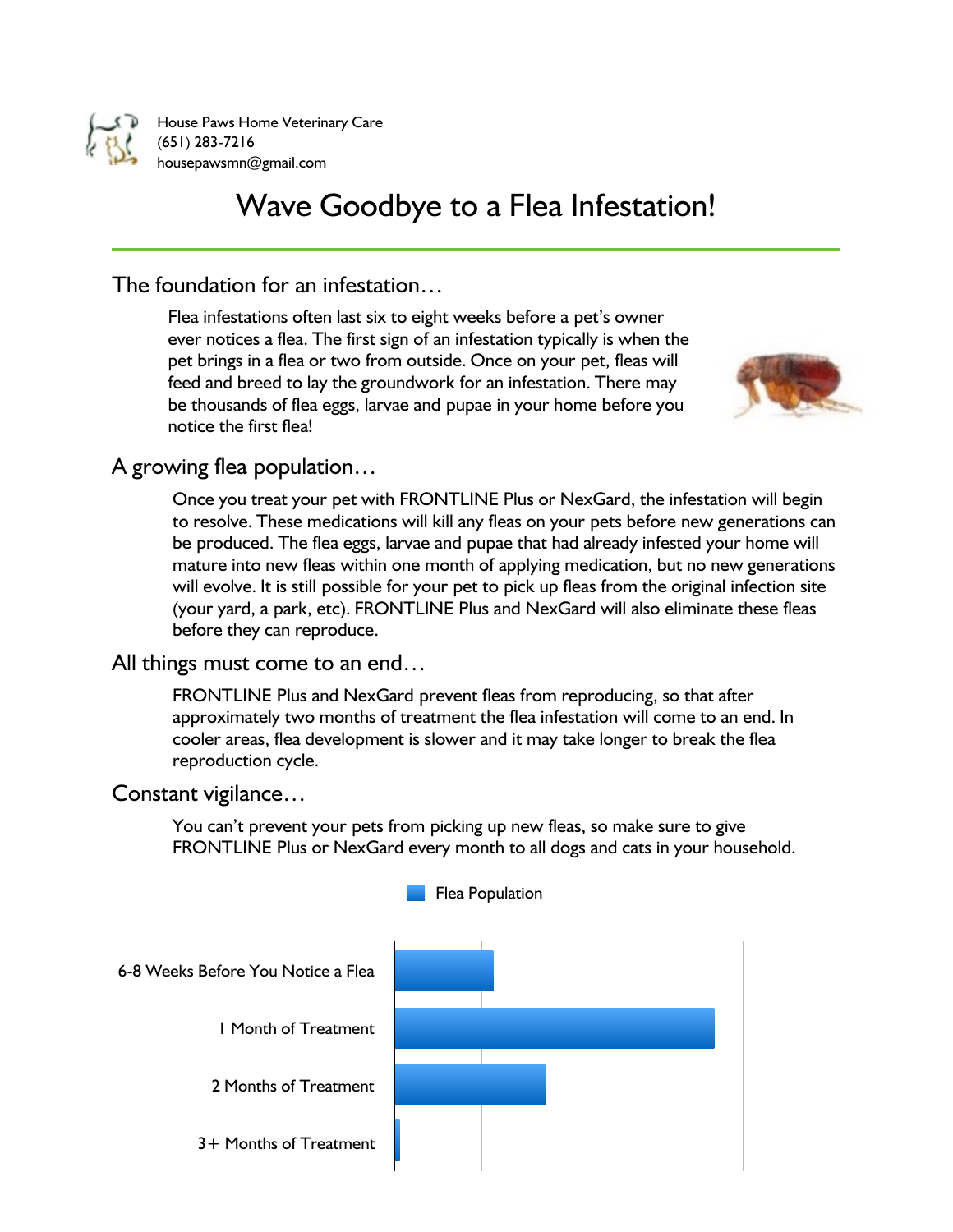House Paws Home Veterinary Care
(651) 283-7216
housepawsmn@gmail.com

# Wave Goodbye to a Flea Infestation!

## The foundation for an infestation…

Flea infestations often last six to eight weeks before a pet's owner ever notices a flea. The first sign of an infestation typically is when the pet brings in a flea or two from outside. Once on your pet, fleas will feed and breed to lay the groundwork for an infestation. There may be thousands of flea eggs, larvae and pupae in your home before you notice the first flea!

## A growing flea population…

Once you treat your pet with FRONTLINE Plus or NexGard, the infestation will begin to resolve. These medications will kill any fleas on your pets before new generations can be produced. The flea eggs, larvae and pupae that had already infested your home will mature into new fleas within one month of applying medication, but no new generations will evolve. It is still possible for your pet to pick up fleas from the original infection site (your yard, a park, etc). FRONTLINE Plus and NexGard will also eliminate these fleas before they can reproduce.

## All things must come to an end…

FRONTLINE Plus and NexGard prevent fleas from reproducing, so that after approximately two months of treatment the flea infestation will come to an end. In cooler areas, flea development is slower and it may take longer to break the flea reproduction cycle.

## Constant vigilance…

You can't prevent your pets from picking up new fleas, so make sure to give FRONTLINE Plus or NexGard every month to all dogs and cats in your household.

Flea Population

- 6-8 Weeks Before You Notice a Flea
- 1 Month of Treatment
- 2 Months of Treatment
- 3+ Months of Treatment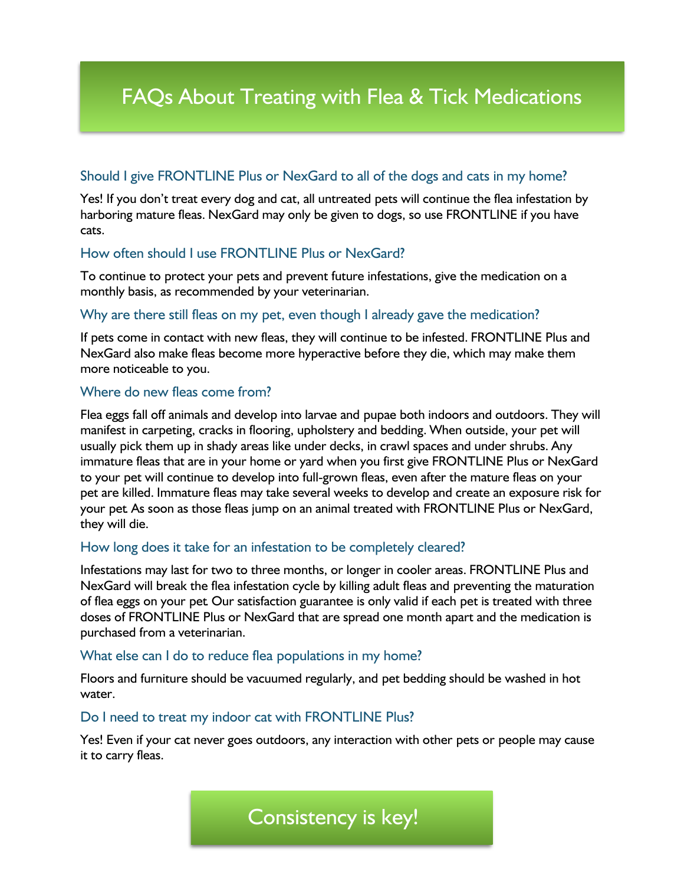# FAQs About Treating with Flea & Tick Medications

### Should I give FRONTLINE Plus or NexGard to all of the dogs and cats in my home?

Yes! If you don't treat every dog and cat, all untreated pets will continue the flea infestation by harboring mature fleas. NexGard may only be given to dogs, so use FRONTLINE if you have cats.

### How often should I use FRONTLINE Plus or NexGard?

To continue to protect your pets and prevent future infestations, give the medication on a monthly basis, as recommended by your veterinarian.

### Why are there still fleas on my pet, even though I already gave the medication?

If pets come in contact with new fleas, they will continue to be infested. FRONTLINE Plus and NexGard also make fleas become more hyperactive before they die, which may make them more noticeable to you.

### Where do new fleas come from?

Flea eggs fall off animals and develop into larvae and pupae both indoors and outdoors. They will manifest in carpeting, cracks in flooring, upholstery and bedding. When outside, your pet will usually pick them up in shady areas like under decks, in crawl spaces and under shrubs. Any immature fleas that are in your home or yard when you first give FRONTLINE Plus or NexGard to your pet will continue to develop into full-grown fleas, even after the mature fleas on your pet are killed. Immature fleas may take several weeks to develop and create an exposure risk for your pet. As soon as those fleas jump on an animal treated with FRONTLINE Plus or NexGard, they will die.

### How long does it take for an infestation to be completely cleared?

Infestations may last for two to three months, or longer in cooler areas. FRONTLINE Plus and NexGard will break the flea infestation cycle by killing adult fleas and preventing the maturation of flea eggs on your pet. Our satisfaction guarantee is only valid if each pet is treated with three doses of FRONTLINE Plus or NexGard that are spread one month apart and the medication is purchased from a veterinarian.

### What else can I do to reduce flea populations in my home?

Floors and furniture should be vacuumed regularly, and pet bedding should be washed in hot water.

### Do I need to treat my indoor cat with FRONTLINE Plus?

Yes! Even if your cat never goes outdoors, any interaction with other pets or people may cause it to carry fleas.

**Consistency is key!**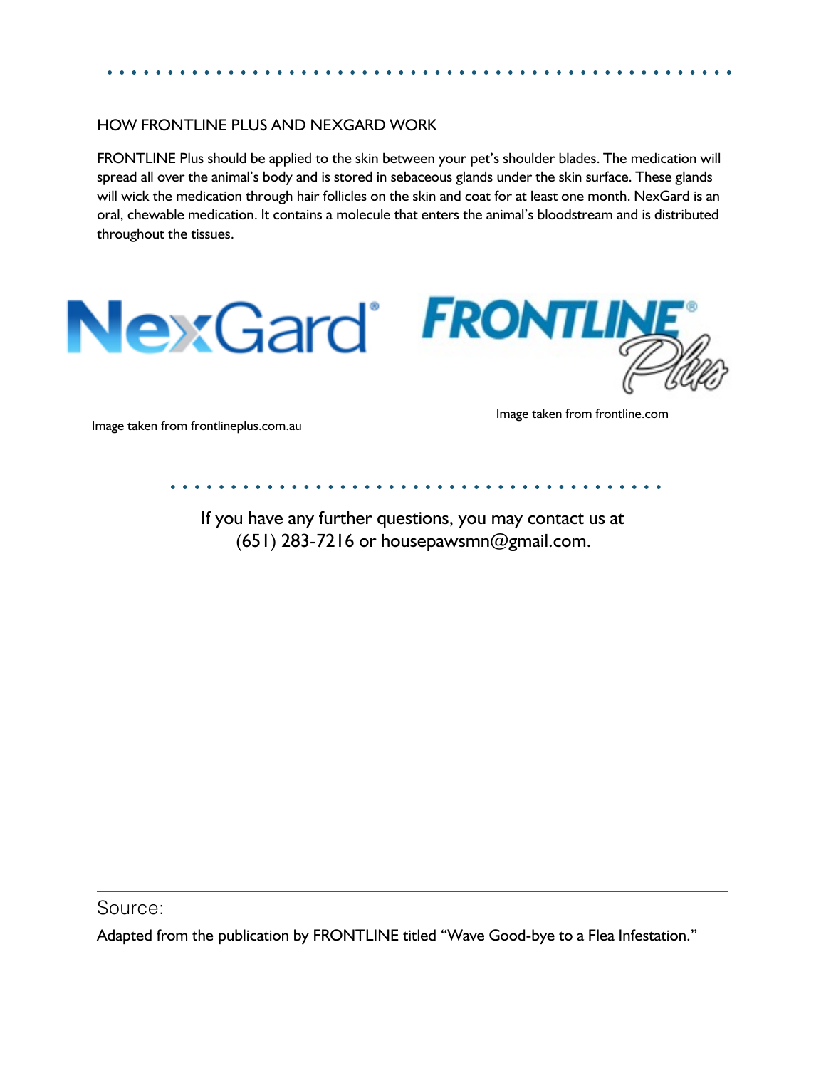## HOW FRONTLINE PLUS AND NEXGARD WORK

FRONTLINE Plus should be applied to the skin between your pet's shoulder blades. The medication will spread all over the animal's body and is stored in sebaceous glands under the skin surface. These glands will wick the medication through hair follicles on the skin and coat for at least one month. NexGard is an oral, chewable medication. It contains a molecule that enters the animal's bloodstream and is distributed throughout the tissues.

Image taken from frontlineplus.com.au

Image taken from frontline.com

If you have any further questions, you may contact us at (651) 283-7216 or housepawsmn@gmail.com.

Source:

Adapted from the publication by FRONTLINE titled "Wave Good-bye to a Flea Infestation."